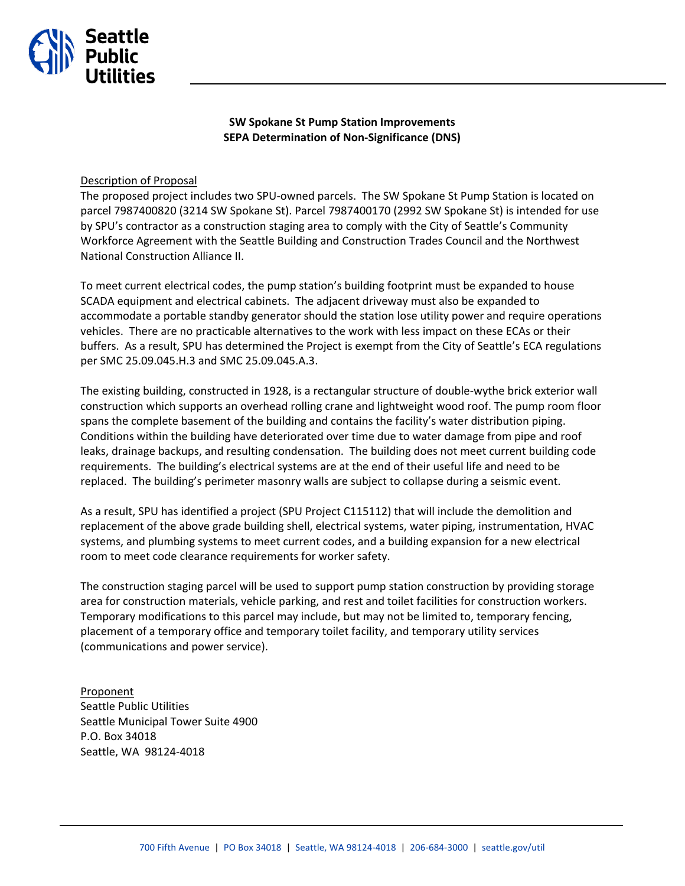**SW Spokane St Pump Station Improvements**
**SEPA Determination of Non-Significance (DNS)**

Description of Proposal

The proposed project includes two SPU-owned parcels. The SW Spokane St Pump Station is located on parcel 7987400820 (3214 SW Spokane St). Parcel 7987400170 (2992 SW Spokane St) is intended for use by SPU's contractor as a construction staging area to comply with the City of Seattle's Community Workforce Agreement with the Seattle Building and Construction Trades Council and the Northwest National Construction Alliance II.

To meet current electrical codes, the pump station's building footprint must be expanded to house SCADA equipment and electrical cabinets. The adjacent driveway must also be expanded to accommodate a portable standby generator should the station lose utility power and require operations vehicles. There are no practicable alternatives to the work with less impact on these ECAs or their buffers. As a result, SPU has determined the Project is exempt from the City of Seattle's ECA regulations per SMC 25.09.045.H.3 and SMC 25.09.045.A.3.

The existing building, constructed in 1928, is a rectangular structure of double-wythe brick exterior wall construction which supports an overhead rolling crane and lightweight wood roof. The pump room floor spans the complete basement of the building and contains the facility's water distribution piping. Conditions within the building have deteriorated over time due to water damage from pipe and roof leaks, drainage backups, and resulting condensation. The building does not meet current building code requirements. The building's electrical systems are at the end of their useful life and need to be replaced. The building's perimeter masonry walls are subject to collapse during a seismic event.

As a result, SPU has identified a project (SPU Project C115112) that will include the demolition and replacement of the above grade building shell, electrical systems, water piping, instrumentation, HVAC systems, and plumbing systems to meet current codes, and a building expansion for a new electrical room to meet code clearance requirements for worker safety.

The construction staging parcel will be used to support pump station construction by providing storage area for construction materials, vehicle parking, and rest and toilet facilities for construction workers. Temporary modifications to this parcel may include, but may not be limited to, temporary fencing, placement of a temporary office and temporary toilet facility, and temporary utility services (communications and power service).

Proponent

Seattle Public Utilities
Seattle Municipal Tower Suite 4900
P.O. Box 34018
Seattle, WA 98124-4018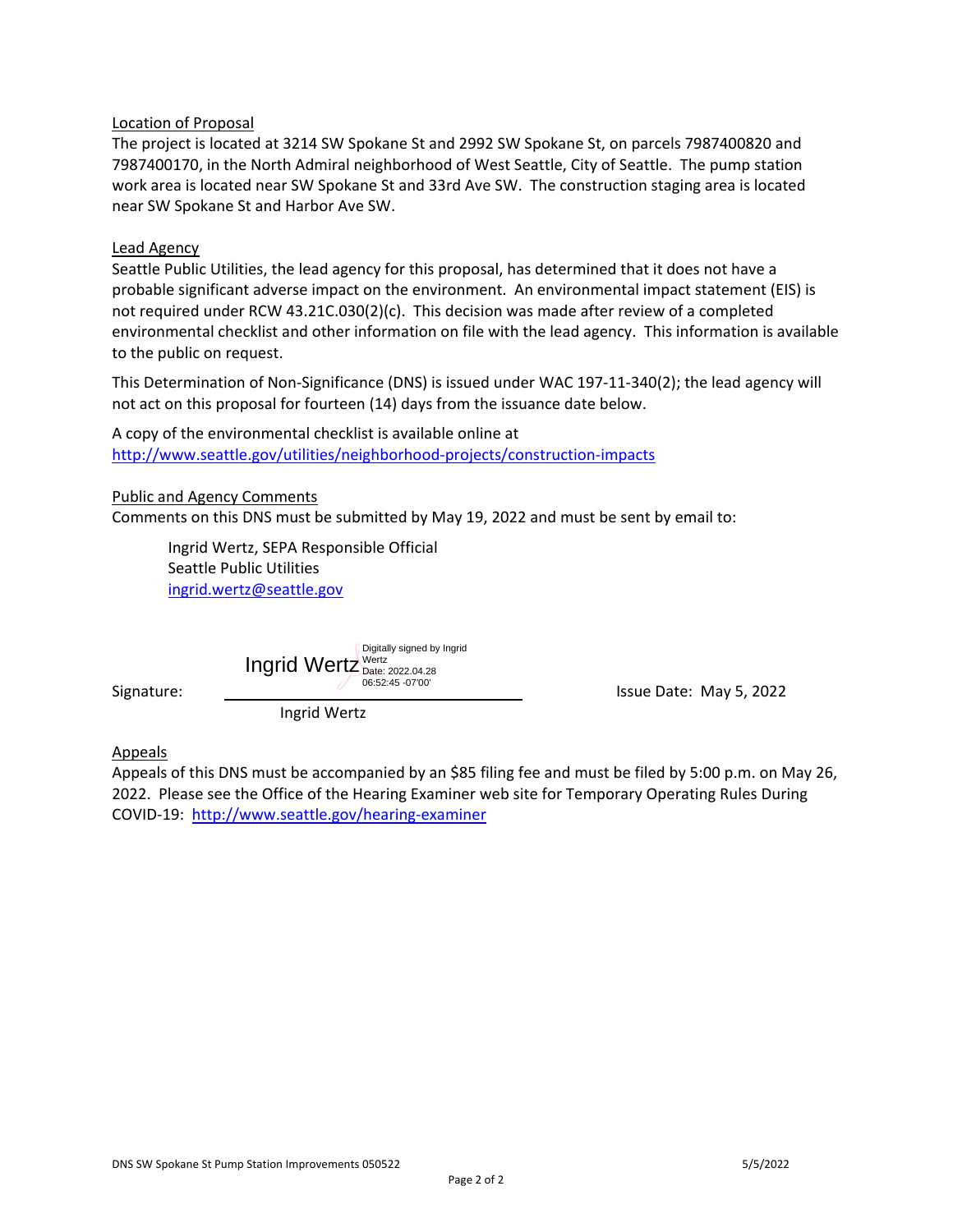Location of Proposal

The project is located at 3214 SW Spokane St and 2992 SW Spokane St, on parcels 7987400820 and 7987400170, in the North Admiral neighborhood of West Seattle, City of Seattle. The pump station work area is located near SW Spokane St and 33rd Ave SW. The construction staging area is located near SW Spokane St and Harbor Ave SW.

Lead Agency

Seattle Public Utilities, the lead agency for this proposal, has determined that it does not have a probable significant adverse impact on the environment. An environmental impact statement (EIS) is not required under RCW 43.21C.030(2)(c). This decision was made after review of a completed environmental checklist and other information on file with the lead agency. This information is available to the public on request.

This Determination of Non-Significance (DNS) is issued under WAC 197-11-340(2); the lead agency will not act on this proposal for fourteen (14) days from the issuance date below.

A copy of the environmental checklist is available online at
http://www.seattle.gov/utilities/neighborhood-projects/construction-impacts

Public and Agency Comments

Comments on this DNS must be submitted by May 19, 2022 and must be sent by email to:

Ingrid Wertz, SEPA Responsible Official
Seattle Public Utilities
ingrid.wertz@seattle.gov

Signature: Ingrid Wertz (Digitally signed by Ingrid Wertz Date: 2022.04.28 06:52:45 -07'00')

Ingrid Wertz

Issue Date: May 5, 2022

Appeals

Appeals of this DNS must be accompanied by an $85 filing fee and must be filed by 5:00 p.m. on May 26, 2022. Please see the Office of the Hearing Examiner web site for Temporary Operating Rules During COVID-19: http://www.seattle.gov/hearing-examiner

DNS SW Spokane St Pump Station Improvements 050522 5/5/2022